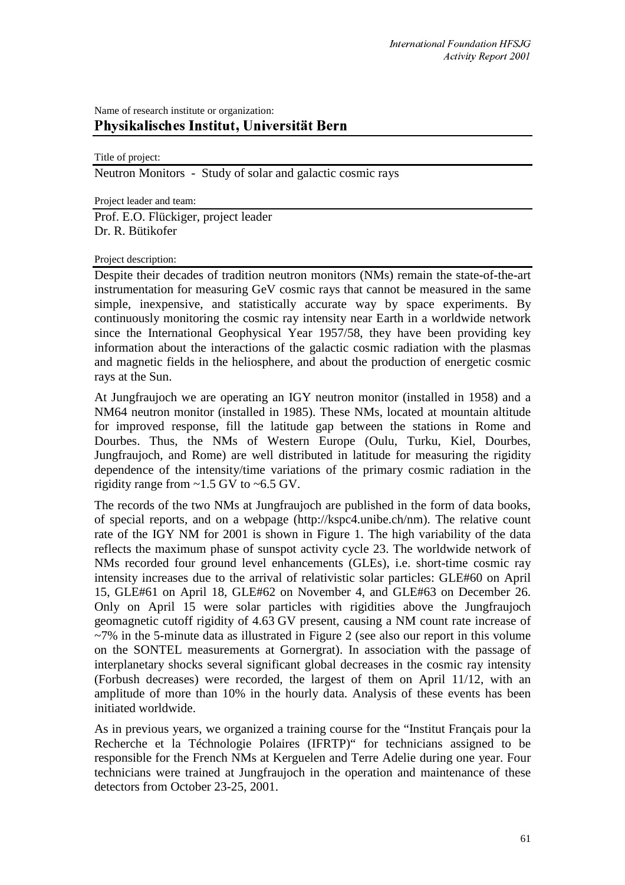Name of research institute or organization:

## Physikalisches Institut, Universität Bern

Title of project:

Neutron Monitors - Study of solar and galactic cosmic rays

Project leader and team:

Prof. E.O. Flückiger, project leader
Dr. R. Bütikofer

Project description:

Despite their decades of tradition neutron monitors (NMs) remain the state-of-the-art instrumentation for measuring GeV cosmic rays that cannot be measured in the same simple, inexpensive, and statistically accurate way by space experiments. By continuously monitoring the cosmic ray intensity near Earth in a worldwide network since the International Geophysical Year 1957/58, they have been providing key information about the interactions of the galactic cosmic radiation with the plasmas and magnetic fields in the heliosphere, and about the production of energetic cosmic rays at the Sun.

At Jungfraujoch we are operating an IGY neutron monitor (installed in 1958) and a NM64 neutron monitor (installed in 1985). These NMs, located at mountain altitude for improved response, fill the latitude gap between the stations in Rome and Dourbes. Thus, the NMs of Western Europe (Oulu, Turku, Kiel, Dourbes, Jungfraujoch, and Rome) are well distributed in latitude for measuring the rigidity dependence of the intensity/time variations of the primary cosmic radiation in the rigidity range from ~1.5 GV to ~6.5 GV.

The records of the two NMs at Jungfraujoch are published in the form of data books, of special reports, and on a webpage (http://kspc4.unibe.ch/nm). The relative count rate of the IGY NM for 2001 is shown in Figure 1. The high variability of the data reflects the maximum phase of sunspot activity cycle 23. The worldwide network of NMs recorded four ground level enhancements (GLEs), i.e. short-time cosmic ray intensity increases due to the arrival of relativistic solar particles: GLE#60 on April 15, GLE#61 on April 18, GLE#62 on November 4, and GLE#63 on December 26. Only on April 15 were solar particles with rigidities above the Jungfraujoch geomagnetic cutoff rigidity of 4.63 GV present, causing a NM count rate increase of ~7% in the 5-minute data as illustrated in Figure 2 (see also our report in this volume on the SONTEL measurements at Gornergrat). In association with the passage of interplanetary shocks several significant global decreases in the cosmic ray intensity (Forbush decreases) were recorded, the largest of them on April 11/12, with an amplitude of more than 10% in the hourly data. Analysis of these events has been initiated worldwide.

As in previous years, we organized a training course for the "Institut Français pour la Recherche et la Téchnologie Polaires (IFRTP)" for technicians assigned to be responsible for the French NMs at Kerguelen and Terre Adelie during one year. Four technicians were trained at Jungfraujoch in the operation and maintenance of these detectors from October 23-25, 2001.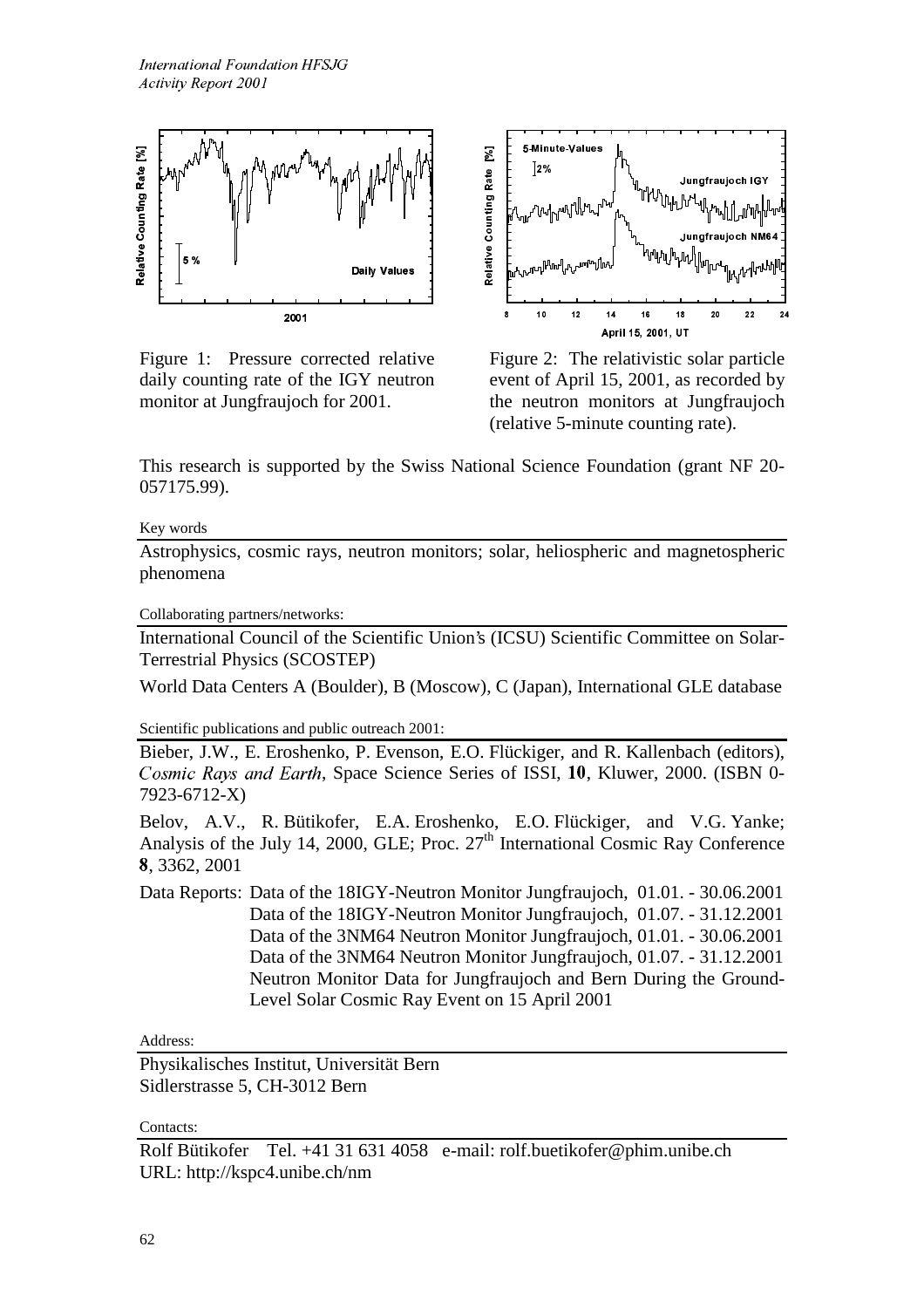Relative Counting Rate [%]

5 %

Daily Values

2001

Figure 1: Pressure corrected relative daily counting rate of the IGY neutron monitor at Jungfraujoch for 2001.

5-Minute-Values

2%

Relative Counting Rate [%]

Jungfraujoch IGY

Jungfraujoch NM64

8 10 12 14 16 18 20 22 24

April 15, 2001, UT

Figure 2: The relativistic solar particle event of April 15, 2001, as recorded by the neutron monitors at Jungfraujoch (relative 5-minute counting rate).

This research is supported by the Swiss National Science Foundation (grant NF 20-057175.99).

Key words

Astrophysics, cosmic rays, neutron monitors; solar, heliospheric and magnetospheric phenomena

Collaborating partners/networks:

International Council of the Scientific Union's (ICSU) Scientific Committee on Solar-Terrestrial Physics (SCOSTEP)

World Data Centers A (Boulder), B (Moscow), C (Japan), International GLE database

Scientific publications and public outreach 2001:

Bieber, J.W., E. Eroshenko, P. Evenson, E.O. Flückiger, and R. Kallenbach (editors), *Cosmic Rays and Earth*, Space Science Series of ISSI, **10**, Kluwer, 2000. (ISBN 0-7923-6712-X)

Belov, A.V., R. Bütikofer, E.A. Eroshenko, E.O. Flückiger, and V.G. Yanke; Analysis of the July 14, 2000, GLE; Proc. 27th International Cosmic Ray Conference **8**, 3362, 2001

Data Reports: Data of the 18IGY-Neutron Monitor Jungfraujoch, 01.01. - 30.06.2001
Data of the 18IGY-Neutron Monitor Jungfraujoch, 01.07. - 31.12.2001
Data of the 3NM64 Neutron Monitor Jungfraujoch, 01.01. - 30.06.2001
Data of the 3NM64 Neutron Monitor Jungfraujoch, 01.07. - 31.12.2001
Neutron Monitor Data for Jungfraujoch and Bern During the Ground-Level Solar Cosmic Ray Event on 15 April 2001

Address:

Physikalisches Institut, Universität Bern
Sidlerstrasse 5, CH-3012 Bern

Contacts:

Rolf Bütikofer Tel. +41 31 631 4058 e-mail: rolf.buetikofer@phim.unibe.ch
URL: http://kspc4.unibe.ch/nm